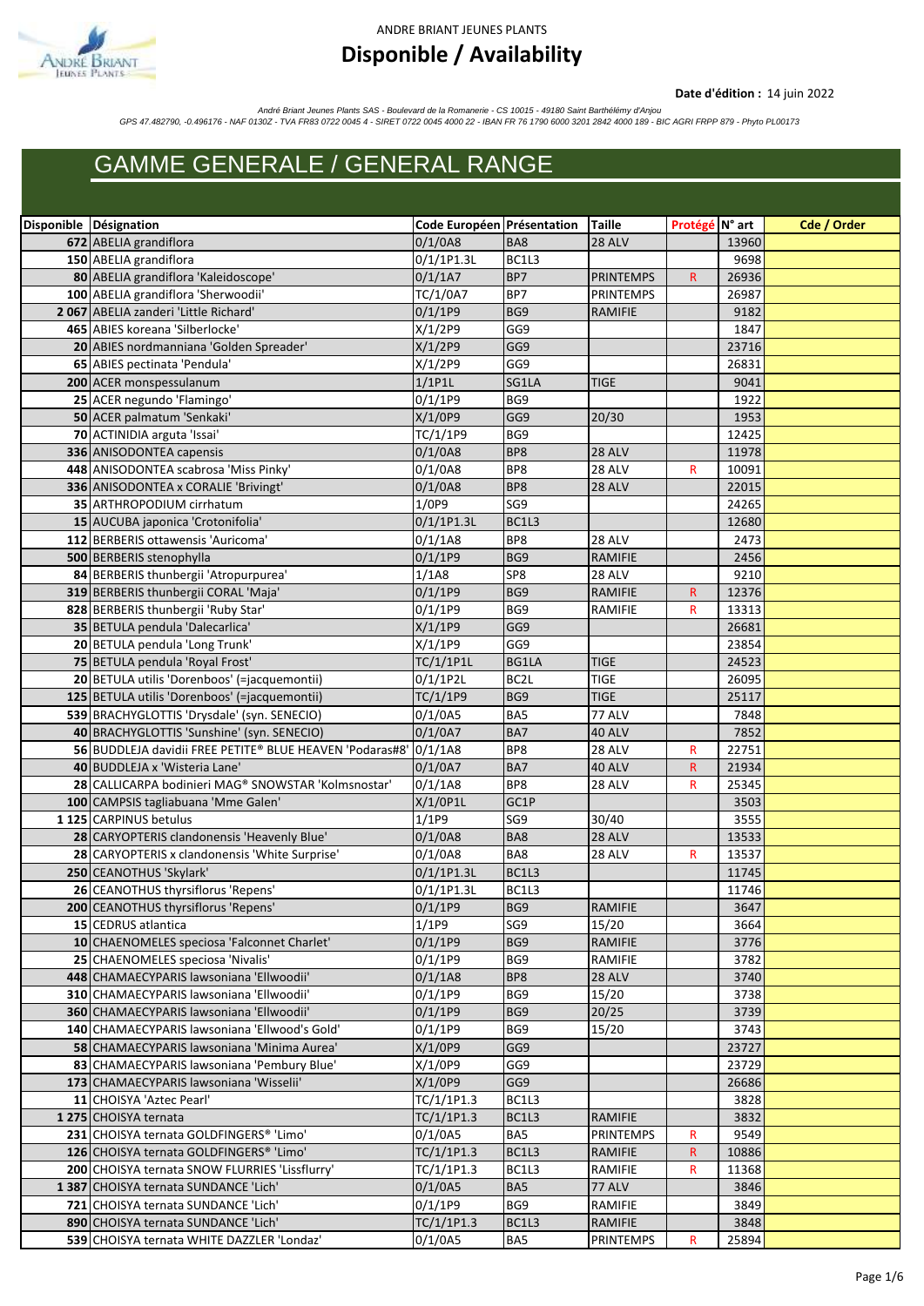ANDRE BRIANT JEUNES PLANTS

# Disponible / Availability

**Date d'édition :** 14 juin 2022

*André Briant Jeunes Plants SAS - Boulevard de la Romanerie - CS 10015 - 49180 Saint Barthélémy d'Anjou*
*GPS 47.482790, -0.496176 - NAF 0130Z - TVA FR83 0722 0045 4 - SIRET 0722 0045 4000 22 - IBAN FR 76 1790 6000 3201 2842 4000 189 - BIC AGRI FRPP 879 - Phyto PL00173*

## GAMME GENERALE / GENERAL RANGE

| Disponible | Désignation | Code Européen | Présentation | Taille | Protégé | N° art | Cde / Order |
|---|---|---|---|---|---|---|---|
| 672 | ABELIA grandiflora | 0/1/0A8 | BA8 | 28 ALV | | 13960 | |
| 150 | ABELIA grandiflora | 0/1/1P1.3L | BC1L3 | | | 9698 | |
| 80 | ABELIA grandiflora 'Kaleidoscope' | 0/1/1A7 | BP7 | PRINTEMPS | R | 26936 | |
| 100 | ABELIA grandiflora 'Sherwoodii' | TC/1/0A7 | BP7 | PRINTEMPS | | 26987 | |
| 2 067 | ABELIA zanderi 'Little Richard' | 0/1/1P9 | BG9 | RAMIFIE | | 9182 | |
| 465 | ABIES koreana 'Silberlocke' | X/1/2P9 | GG9 | | | 1847 | |
| 20 | ABIES nordmanniana 'Golden Spreader' | X/1/2P9 | GG9 | | | 23716 | |
| 65 | ABIES pectinata 'Pendula' | X/1/2P9 | GG9 | | | 26831 | |
| 200 | ACER monspessulanum | 1/1P1L | SG1LA | TIGE | | 9041 | |
| 25 | ACER negundo 'Flamingo' | 0/1/1P9 | BG9 | | | 1922 | |
| 50 | ACER palmatum 'Senkaki' | X/1/0P9 | GG9 | 20/30 | | 1953 | |
| 70 | ACTINIDIA arguta 'Issai' | TC/1/1P9 | BG9 | | | 12425 | |
| 336 | ANISODONTEA capensis | 0/1/0A8 | BP8 | 28 ALV | | 11978 | |
| 448 | ANISODONTEA scabrosa 'Miss Pinky' | 0/1/0A8 | BP8 | 28 ALV | R | 10091 | |
| 336 | ANISODONTEA x CORALIE 'Brivingt' | 0/1/0A8 | BP8 | 28 ALV | | 22015 | |
| 35 | ARTHROPODIUM cirrhatum | 1/0P9 | SG9 | | | 24265 | |
| 15 | AUCUBA japonica 'Crotonifolia' | 0/1/1P1.3L | BC1L3 | | | 12680 | |
| 112 | BERBERIS ottawensis 'Auricoma' | 0/1/1A8 | BP8 | 28 ALV | | 2473 | |
| 500 | BERBERIS stenophylla | 0/1/1P9 | BG9 | RAMIFIE | | 2456 | |
| 84 | BERBERIS thunbergii 'Atropurpurea' | 1/1A8 | SP8 | 28 ALV | | 9210 | |
| 319 | BERBERIS thunbergii CORAL 'Maja' | 0/1/1P9 | BG9 | RAMIFIE | R | 12376 | |
| 828 | BERBERIS thunbergii 'Ruby Star' | 0/1/1P9 | BG9 | RAMIFIE | R | 13313 | |
| 35 | BETULA pendula 'Dalecarlica' | X/1/1P9 | GG9 | | | 26681 | |
| 20 | BETULA pendula 'Long Trunk' | X/1/1P9 | GG9 | | | 23854 | |
| 75 | BETULA pendula 'Royal Frost' | TC/1/1P1L | BG1LA | TIGE | | 24523 | |
| 20 | BETULA utilis 'Dorenboos' (=jacquemontii) | 0/1/1P2L | BC2L | TIGE | | 26095 | |
| 125 | BETULA utilis 'Dorenboos' (=jacquemontii) | TC/1/1P9 | BG9 | TIGE | | 25117 | |
| 539 | BRACHYGLOTTIS 'Drysdale' (syn. SENECIO) | 0/1/0A5 | BA5 | 77 ALV | | 7848 | |
| 40 | BRACHYGLOTTIS 'Sunshine' (syn. SENECIO) | 0/1/0A7 | BA7 | 40 ALV | | 7852 | |
| 56 | BUDDLEJA davidii FREE PETITE® BLUE HEAVEN 'Podaras#8' | 0/1/1A8 | BP8 | 28 ALV | R | 22751 | |
| 40 | BUDDLEJA x 'Wisteria Lane' | 0/1/0A7 | BA7 | 40 ALV | R | 21934 | |
| 28 | CALLICARPA bodinieri MAG® SNOWSTAR 'Kolmsnostar' | 0/1/1A8 | BP8 | 28 ALV | R | 25345 | |
| 100 | CAMPSIS tagliabuana 'Mme Galen' | X/1/0P1L | GC1P | | | 3503 | |
| 1 125 | CARPINUS betulus | 1/1P9 | SG9 | 30/40 | | 3555 | |
| 28 | CARYOPTERIS clandonensis 'Heavenly Blue' | 0/1/0A8 | BA8 | 28 ALV | | 13533 | |
| 28 | CARYOPTERIS x clandonensis 'White Surprise' | 0/1/0A8 | BA8 | 28 ALV | R | 13537 | |
| 250 | CEANOTHUS 'Skylark' | 0/1/1P1.3L | BC1L3 | | | 11745 | |
| 26 | CEANOTHUS thyrsiflorus 'Repens' | 0/1/1P1.3L | BC1L3 | | | 11746 | |
| 200 | CEANOTHUS thyrsiflorus 'Repens' | 0/1/1P9 | BG9 | RAMIFIE | | 3647 | |
| 15 | CEDRUS atlantica | 1/1P9 | SG9 | 15/20 | | 3664 | |
| 10 | CHAENOMELES speciosa 'Falconnet Charlet' | 0/1/1P9 | BG9 | RAMIFIE | | 3776 | |
| 25 | CHAENOMELES speciosa 'Nivalis' | 0/1/1P9 | BG9 | RAMIFIE | | 3782 | |
| 448 | CHAMAECYPARIS lawsoniana 'Ellwoodii' | 0/1/1A8 | BP8 | 28 ALV | | 3740 | |
| 310 | CHAMAECYPARIS lawsoniana 'Ellwoodii' | 0/1/1P9 | BG9 | 15/20 | | 3738 | |
| 360 | CHAMAECYPARIS lawsoniana 'Ellwoodii' | 0/1/1P9 | BG9 | 20/25 | | 3739 | |
| 140 | CHAMAECYPARIS lawsoniana 'Ellwood's Gold' | 0/1/1P9 | BG9 | 15/20 | | 3743 | |
| 58 | CHAMAECYPARIS lawsoniana 'Minima Aurea' | X/1/0P9 | GG9 | | | 23727 | |
| 83 | CHAMAECYPARIS lawsoniana 'Pembury Blue' | X/1/0P9 | GG9 | | | 23729 | |
| 173 | CHAMAECYPARIS lawsoniana 'Wisselii' | X/1/0P9 | GG9 | | | 26686 | |
| 11 | CHOISYA 'Aztec Pearl' | TC/1/1P1.3 | BC1L3 | | | 3828 | |
| 1 275 | CHOISYA ternata | TC/1/1P1.3 | BC1L3 | RAMIFIE | | 3832 | |
| 231 | CHOISYA ternata GOLDFINGERS® 'Limo' | 0/1/0A5 | BA5 | PRINTEMPS | R | 9549 | |
| 126 | CHOISYA ternata GOLDFINGERS® 'Limo' | TC/1/1P1.3 | BC1L3 | RAMIFIE | R | 10886 | |
| 200 | CHOISYA ternata SNOW FLURRIES 'Lissflurry' | TC/1/1P1.3 | BC1L3 | RAMIFIE | R | 11368 | |
| 1 387 | CHOISYA ternata SUNDANCE 'Lich' | 0/1/0A5 | BA5 | 77 ALV | | 3846 | |
| 721 | CHOISYA ternata SUNDANCE 'Lich' | 0/1/1P9 | BG9 | RAMIFIE | | 3849 | |
| 890 | CHOISYA ternata SUNDANCE 'Lich' | TC/1/1P1.3 | BC1L3 | RAMIFIE | | 3848 | |
| 539 | CHOISYA ternata WHITE DAZZLER 'Londaz' | 0/1/0A5 | BA5 | PRINTEMPS | R | 25894 | |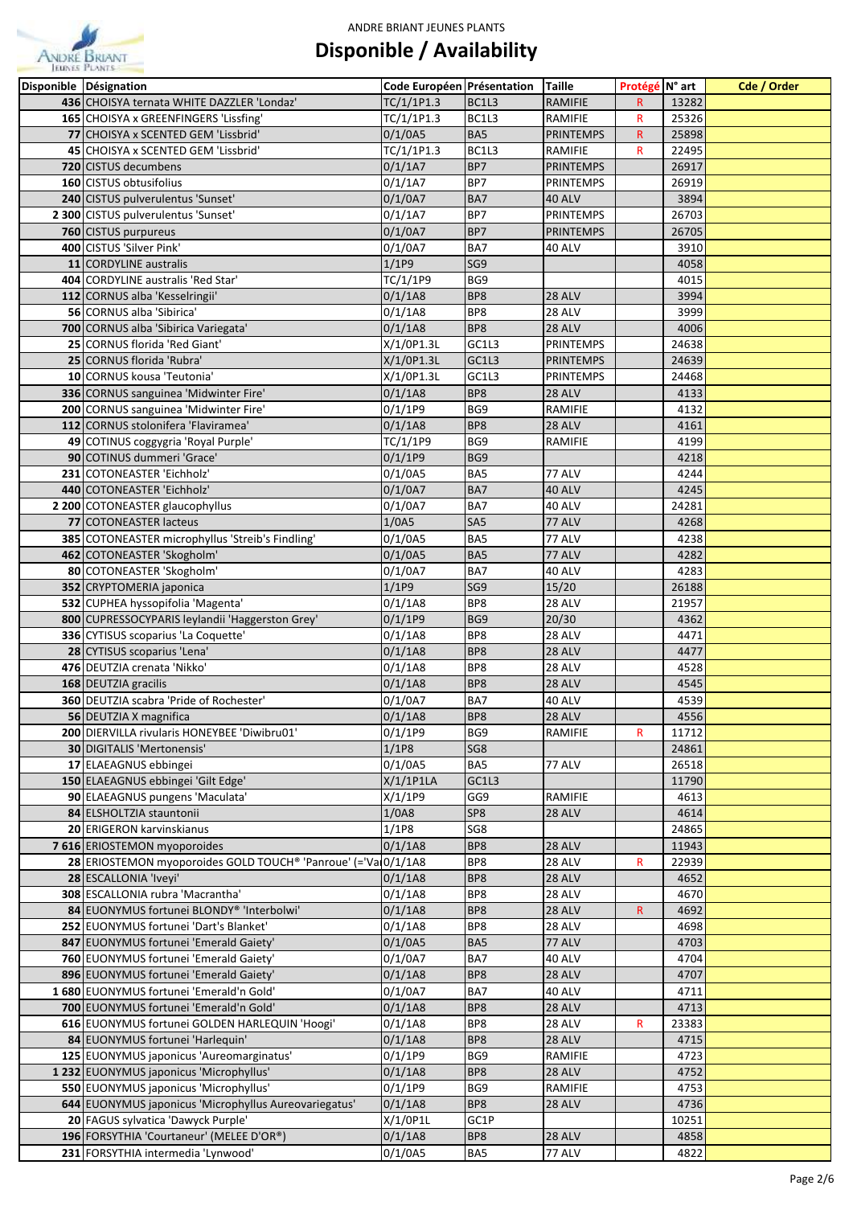ANDRE BRIANT JEUNES PLANTS

# Disponible / Availability

| Disponible | Désignation | Code Européen | Présentation | Taille | Protégé | N° art | Cde / Order |
|---|---|---|---|---|---|---|---|
| 436 | CHOISYA ternata WHITE DAZZLER 'Londaz' | TC/1/1P1.3 | BC1L3 | RAMIFIE | R | 13282 | |
| 165 | CHOISYA x GREENFINGERS 'Lissfing' | TC/1/1P1.3 | BC1L3 | RAMIFIE | R | 25326 | |
| 77 | CHOISYA x SCENTED GEM 'Lissbrid' | 0/1/0A5 | BA5 | PRINTEMPS | R | 25898 | |
| 45 | CHOISYA x SCENTED GEM 'Lissbrid' | TC/1/1P1.3 | BC1L3 | RAMIFIE | R | 22495 | |
| 720 | CISTUS decumbens | 0/1/1A7 | BP7 | PRINTEMPS | | 26917 | |
| 160 | CISTUS obtusifolius | 0/1/1A7 | BP7 | PRINTEMPS | | 26919 | |
| 240 | CISTUS pulverulentus 'Sunset' | 0/1/0A7 | BA7 | 40 ALV | | 3894 | |
| 2 300 | CISTUS pulverulentus 'Sunset' | 0/1/1A7 | BP7 | PRINTEMPS | | 26703 | |
| 760 | CISTUS purpureus | 0/1/0A7 | BP7 | PRINTEMPS | | 26705 | |
| 400 | CISTUS 'Silver Pink' | 0/1/0A7 | BA7 | 40 ALV | | 3910 | |
| 11 | CORDYLINE australis | 1/1P9 | SG9 | | | 4058 | |
| 404 | CORDYLINE australis 'Red Star' | TC/1/1P9 | BG9 | | | 4015 | |
| 112 | CORNUS alba 'Kesselringii' | 0/1/1A8 | BP8 | 28 ALV | | 3994 | |
| 56 | CORNUS alba 'Sibirica' | 0/1/1A8 | BP8 | 28 ALV | | 3999 | |
| 700 | CORNUS alba 'Sibirica Variegata' | 0/1/1A8 | BP8 | 28 ALV | | 4006 | |
| 25 | CORNUS florida 'Red Giant' | X/1/0P1.3L | GC1L3 | PRINTEMPS | | 24638 | |
| 25 | CORNUS florida 'Rubra' | X/1/0P1.3L | GC1L3 | PRINTEMPS | | 24639 | |
| 10 | CORNUS kousa 'Teutonia' | X/1/0P1.3L | GC1L3 | PRINTEMPS | | 24468 | |
| 336 | CORNUS sanguinea 'Midwinter Fire' | 0/1/1A8 | BP8 | 28 ALV | | 4133 | |
| 200 | CORNUS sanguinea 'Midwinter Fire' | 0/1/1P9 | BG9 | RAMIFIE | | 4132 | |
| 112 | CORNUS stolonifera 'Flaviramea' | 0/1/1A8 | BP8 | 28 ALV | | 4161 | |
| 49 | COTINUS coggygria 'Royal Purple' | TC/1/1P9 | BG9 | RAMIFIE | | 4199 | |
| 90 | COTINUS dummeri 'Grace' | 0/1/1P9 | BG9 | | | 4218 | |
| 231 | COTONEASTER 'Eichholz' | 0/1/0A5 | BA5 | 77 ALV | | 4244 | |
| 440 | COTONEASTER 'Eichholz' | 0/1/0A7 | BA7 | 40 ALV | | 4245 | |
| 2 200 | COTONEASTER glaucophyllus | 0/1/0A7 | BA7 | 40 ALV | | 24281 | |
| 77 | COTONEASTER lacteus | 1/0A5 | SA5 | 77 ALV | | 4268 | |
| 385 | COTONEASTER microphyllus 'Streib's Findling' | 0/1/0A5 | BA5 | 77 ALV | | 4238 | |
| 462 | COTONEASTER 'Skogholm' | 0/1/0A5 | BA5 | 77 ALV | | 4282 | |
| 80 | COTONEASTER 'Skogholm' | 0/1/0A7 | BA7 | 40 ALV | | 4283 | |
| 352 | CRYPTOMERIA japonica | 1/1P9 | SG9 | 15/20 | | 26188 | |
| 532 | CUPHEA hyssopifolia 'Magenta' | 0/1/1A8 | BP8 | 28 ALV | | 21957 | |
| 800 | CUPRESSOCYPARIS leylandii 'Haggerston Grey' | 0/1/1P9 | BG9 | 20/30 | | 4362 | |
| 336 | CYTISUS scoparius 'La Coquette' | 0/1/1A8 | BP8 | 28 ALV | | 4471 | |
| 28 | CYTISUS scoparius 'Lena' | 0/1/1A8 | BP8 | 28 ALV | | 4477 | |
| 476 | DEUTZIA crenata 'Nikko' | 0/1/1A8 | BP8 | 28 ALV | | 4528 | |
| 168 | DEUTZIA gracilis | 0/1/1A8 | BP8 | 28 ALV | | 4545 | |
| 360 | DEUTZIA scabra 'Pride of Rochester' | 0/1/0A7 | BA7 | 40 ALV | | 4539 | |
| 56 | DEUTZIA X magnifica | 0/1/1A8 | BP8 | 28 ALV | | 4556 | |
| 200 | DIERVILLA rivularis HONEYBEE 'Diwibru01' | 0/1/1P9 | BG9 | RAMIFIE | R | 11712 | |
| 30 | DIGITALIS 'Mertonensis' | 1/1P8 | SG8 | | | 24861 | |
| 17 | ELAEAGNUS ebbingei | 0/1/0A5 | BA5 | 77 ALV | | 26518 | |
| 150 | ELAEAGNUS ebbingei 'Gilt Edge' | X/1/1P1LA | GC1L3 | | | 11790 | |
| 90 | ELAEAGNUS pungens 'Maculata' | X/1/1P9 | GG9 | RAMIFIE | | 4613 | |
| 84 | ELSHOLTZIA stauntonii | 1/0A8 | SP8 | 28 ALV | | 4614 | |
| 20 | ERIGERON karvinskianus | 1/1P8 | SG8 | | | 24865 | |
| 7 616 | ERIOSTEMON myoporoides | 0/1/1A8 | BP8 | 28 ALV | | 11943 | |
| 28 | ERIOSTEMON myoporoides GOLD TOUCH® 'Panroue' (='Va | 0/1/1A8 | BP8 | 28 ALV | R | 22939 | |
| 28 | ESCALLONIA 'Iveyi' | 0/1/1A8 | BP8 | 28 ALV | | 4652 | |
| 308 | ESCALLONIA rubra 'Macrantha' | 0/1/1A8 | BP8 | 28 ALV | | 4670 | |
| 84 | EUONYMUS fortunei BLONDY® 'Interbolwi' | 0/1/1A8 | BP8 | 28 ALV | R | 4692 | |
| 252 | EUONYMUS fortunei 'Dart's Blanket' | 0/1/1A8 | BP8 | 28 ALV | | 4698 | |
| 847 | EUONYMUS fortunei 'Emerald Gaiety' | 0/1/0A5 | BA5 | 77 ALV | | 4703 | |
| 760 | EUONYMUS fortunei 'Emerald Gaiety' | 0/1/0A7 | BA7 | 40 ALV | | 4704 | |
| 896 | EUONYMUS fortunei 'Emerald Gaiety' | 0/1/1A8 | BP8 | 28 ALV | | 4707 | |
| 1 680 | EUONYMUS fortunei 'Emerald'n Gold' | 0/1/0A7 | BA7 | 40 ALV | | 4711 | |
| 700 | EUONYMUS fortunei 'Emerald'n Gold' | 0/1/1A8 | BP8 | 28 ALV | | 4713 | |
| 616 | EUONYMUS fortunei GOLDEN HARLEQUIN 'Hoogi' | 0/1/1A8 | BP8 | 28 ALV | R | 23383 | |
| 84 | EUONYMUS fortunei 'Harlequin' | 0/1/1A8 | BP8 | 28 ALV | | 4715 | |
| 125 | EUONYMUS japonicus 'Aureomarginatus' | 0/1/1P9 | BG9 | RAMIFIE | | 4723 | |
| 1 232 | EUONYMUS japonicus 'Microphyllus' | 0/1/1A8 | BP8 | 28 ALV | | 4752 | |
| 550 | EUONYMUS japonicus 'Microphyllus' | 0/1/1P9 | BG9 | RAMIFIE | | 4753 | |
| 644 | EUONYMUS japonicus 'Microphyllus Aureovariegatus' | 0/1/1A8 | BP8 | 28 ALV | | 4736 | |
| 20 | FAGUS sylvatica 'Dawyck Purple' | X/1/0P1L | GC1P | | | 10251 | |
| 196 | FORSYTHIA 'Courtaneur' (MELEE D'OR®) | 0/1/1A8 | BP8 | 28 ALV | | 4858 | |
| 231 | FORSYTHIA intermedia 'Lynwood' | 0/1/0A5 | BA5 | 77 ALV | | 4822 | |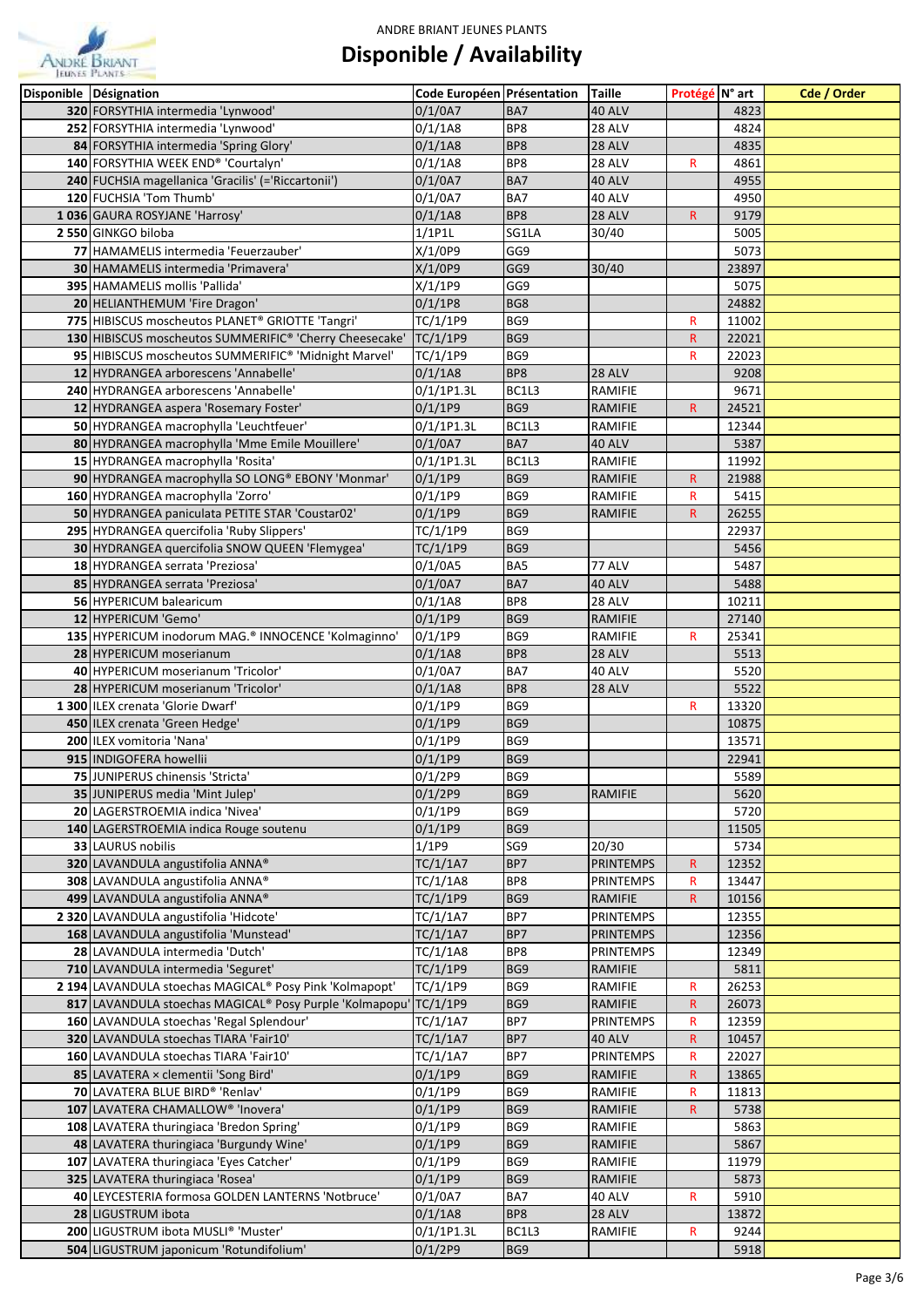ANDRE BRIANT JEUNES PLANTS

# Disponible / Availability

| Disponible | Désignation | Code Européen | Présentation | Taille | Protégé | N° art | Cde / Order |
|---|---|---|---|---|---|---|---|
| 320 | FORSYTHIA intermedia 'Lynwood' | 0/1/0A7 | BA7 | 40 ALV | | 4823 | |
| 252 | FORSYTHIA intermedia 'Lynwood' | 0/1/1A8 | BP8 | 28 ALV | | 4824 | |
| 84 | FORSYTHIA intermedia 'Spring Glory' | 0/1/1A8 | BP8 | 28 ALV | | 4835 | |
| 140 | FORSYTHIA WEEK END® 'Courtalyn' | 0/1/1A8 | BP8 | 28 ALV | R | 4861 | |
| 240 | FUCHSIA magellanica 'Gracilis' (='Riccartonii') | 0/1/0A7 | BA7 | 40 ALV | | 4955 | |
| 120 | FUCHSIA 'Tom Thumb' | 0/1/0A7 | BA7 | 40 ALV | | 4950 | |
| 1 036 | GAURA ROSYJANE 'Harrosy' | 0/1/1A8 | BP8 | 28 ALV | R | 9179 | |
| 2 550 | GINKGO biloba | 1/1P1L | SG1LA | 30/40 | | 5005 | |
| 77 | HAMAMELIS intermedia 'Feuerzauber' | X/1/0P9 | GG9 | | | 5073 | |
| 30 | HAMAMELIS intermedia 'Primavera' | X/1/0P9 | GG9 | 30/40 | | 23897 | |
| 395 | HAMAMELIS mollis 'Pallida' | X/1/1P9 | GG9 | | | 5075 | |
| 20 | HELIANTHEMUM 'Fire Dragon' | 0/1/1P8 | BG8 | | | 24882 | |
| 775 | HIBISCUS moscheutos PLANET® GRIOTTE 'Tangri' | TC/1/1P9 | BG9 | | R | 11002 | |
| 130 | HIBISCUS moscheutos SUMMERIFIC® 'Cherry Cheesecake' | TC/1/1P9 | BG9 | | R | 22021 | |
| 95 | HIBISCUS moscheutos SUMMERIFIC® 'Midnight Marvel' | TC/1/1P9 | BG9 | | R | 22023 | |
| 12 | HYDRANGEA arborescens 'Annabelle' | 0/1/1A8 | BP8 | 28 ALV | | 9208 | |
| 240 | HYDRANGEA arborescens 'Annabelle' | 0/1/1P1.3L | BC1L3 | RAMIFIE | | 9671 | |
| 12 | HYDRANGEA aspera 'Rosemary Foster' | 0/1/1P9 | BG9 | RAMIFIE | R | 24521 | |
| 50 | HYDRANGEA macrophylla 'Leuchtfeuer' | 0/1/1P1.3L | BC1L3 | RAMIFIE | | 12344 | |
| 80 | HYDRANGEA macrophylla 'Mme Emile Mouillere' | 0/1/0A7 | BA7 | 40 ALV | | 5387 | |
| 15 | HYDRANGEA macrophylla 'Rosita' | 0/1/1P1.3L | BC1L3 | RAMIFIE | | 11992 | |
| 90 | HYDRANGEA macrophylla SO LONG® EBONY 'Monmar' | 0/1/1P9 | BG9 | RAMIFIE | R | 21988 | |
| 160 | HYDRANGEA macrophylla 'Zorro' | 0/1/1P9 | BG9 | RAMIFIE | R | 5415 | |
| 50 | HYDRANGEA paniculata PETITE STAR 'Coustar02' | 0/1/1P9 | BG9 | RAMIFIE | R | 26255 | |
| 295 | HYDRANGEA quercifolia 'Ruby Slippers' | TC/1/1P9 | BG9 | | | 22937 | |
| 30 | HYDRANGEA quercifolia SNOW QUEEN 'Flemygea' | TC/1/1P9 | BG9 | | | 5456 | |
| 18 | HYDRANGEA serrata 'Preziosa' | 0/1/0A5 | BA5 | 77 ALV | | 5487 | |
| 85 | HYDRANGEA serrata 'Preziosa' | 0/1/0A7 | BA7 | 40 ALV | | 5488 | |
| 56 | HYPERICUM balearicum | 0/1/1A8 | BP8 | 28 ALV | | 10211 | |
| 12 | HYPERICUM 'Gemo' | 0/1/1P9 | BG9 | RAMIFIE | | 27140 | |
| 135 | HYPERICUM inodorum MAG.® INNOCENCE 'Kolmaginno' | 0/1/1P9 | BG9 | RAMIFIE | R | 25341 | |
| 28 | HYPERICUM moserianum | 0/1/1A8 | BP8 | 28 ALV | | 5513 | |
| 40 | HYPERICUM moserianum 'Tricolor' | 0/1/0A7 | BA7 | 40 ALV | | 5520 | |
| 28 | HYPERICUM moserianum 'Tricolor' | 0/1/1A8 | BP8 | 28 ALV | | 5522 | |
| 1 300 | ILEX crenata 'Glorie Dwarf' | 0/1/1P9 | BG9 | | R | 13320 | |
| 450 | ILEX crenata 'Green Hedge' | 0/1/1P9 | BG9 | | | 10875 | |
| 200 | ILEX vomitoria 'Nana' | 0/1/1P9 | BG9 | | | 13571 | |
| 915 | INDIGOFERA howellii | 0/1/1P9 | BG9 | | | 22941 | |
| 75 | JUNIPERUS chinensis 'Stricta' | 0/1/2P9 | BG9 | | | 5589 | |
| 35 | JUNIPERUS media 'Mint Julep' | 0/1/2P9 | BG9 | RAMIFIE | | 5620 | |
| 20 | LAGERSTROEMIA indica 'Nivea' | 0/1/1P9 | BG9 | | | 5720 | |
| 140 | LAGERSTROEMIA indica Rouge soutenu | 0/1/1P9 | BG9 | | | 11505 | |
| 33 | LAURUS nobilis | 1/1P9 | SG9 | 20/30 | | 5734 | |
| 320 | LAVANDULA angustifolia ANNA® | TC/1/1A7 | BP7 | PRINTEMPS | R | 12352 | |
| 308 | LAVANDULA angustifolia ANNA® | TC/1/1A8 | BP8 | PRINTEMPS | R | 13447 | |
| 499 | LAVANDULA angustifolia ANNA® | TC/1/1P9 | BG9 | RAMIFIE | R | 10156 | |
| 2 320 | LAVANDULA angustifolia 'Hidcote' | TC/1/1A7 | BP7 | PRINTEMPS | | 12355 | |
| 168 | LAVANDULA angustifolia 'Munstead' | TC/1/1A7 | BP7 | PRINTEMPS | | 12356 | |
| 28 | LAVANDULA intermedia 'Dutch' | TC/1/1A8 | BP8 | PRINTEMPS | | 12349 | |
| 710 | LAVANDULA intermedia 'Seguret' | TC/1/1P9 | BG9 | RAMIFIE | | 5811 | |
| 2 194 | LAVANDULA stoechas MAGICAL® Posy Pink 'Kolmapopt' | TC/1/1P9 | BG9 | RAMIFIE | R | 26253 | |
| 817 | LAVANDULA stoechas MAGICAL® Posy Purple 'Kolmapopu' | TC/1/1P9 | BG9 | RAMIFIE | R | 26073 | |
| 160 | LAVANDULA stoechas 'Regal Splendour' | TC/1/1A7 | BP7 | PRINTEMPS | R | 12359 | |
| 320 | LAVANDULA stoechas TIARA 'Fair10' | TC/1/1A7 | BP7 | 40 ALV | R | 10457 | |
| 160 | LAVANDULA stoechas TIARA 'Fair10' | TC/1/1A7 | BP7 | PRINTEMPS | R | 22027 | |
| 85 | LAVATERA × clementii 'Song Bird' | 0/1/1P9 | BG9 | RAMIFIE | R | 13865 | |
| 70 | LAVATERA BLUE BIRD® 'Renlav' | 0/1/1P9 | BG9 | RAMIFIE | R | 11813 | |
| 107 | LAVATERA CHAMALLOW® 'Inovera' | 0/1/1P9 | BG9 | RAMIFIE | R | 5738 | |
| 108 | LAVATERA thuringiaca 'Bredon Spring' | 0/1/1P9 | BG9 | RAMIFIE | | 5863 | |
| 48 | LAVATERA thuringiaca 'Burgundy Wine' | 0/1/1P9 | BG9 | RAMIFIE | | 5867 | |
| 107 | LAVATERA thuringiaca 'Eyes Catcher' | 0/1/1P9 | BG9 | RAMIFIE | | 11979 | |
| 325 | LAVATERA thuringiaca 'Rosea' | 0/1/1P9 | BG9 | RAMIFIE | | 5873 | |
| 40 | LEYCESTERIA formosa GOLDEN LANTERNS 'Notbruce' | 0/1/0A7 | BA7 | 40 ALV | R | 5910 | |
| 28 | LIGUSTRUM ibota | 0/1/1A8 | BP8 | 28 ALV | | 13872 | |
| 200 | LIGUSTRUM ibota MUSLI® 'Muster' | 0/1/1P1.3L | BC1L3 | RAMIFIE | R | 9244 | |
| 504 | LIGUSTRUM japonicum 'Rotundifolium' | 0/1/2P9 | BG9 | | | 5918 | |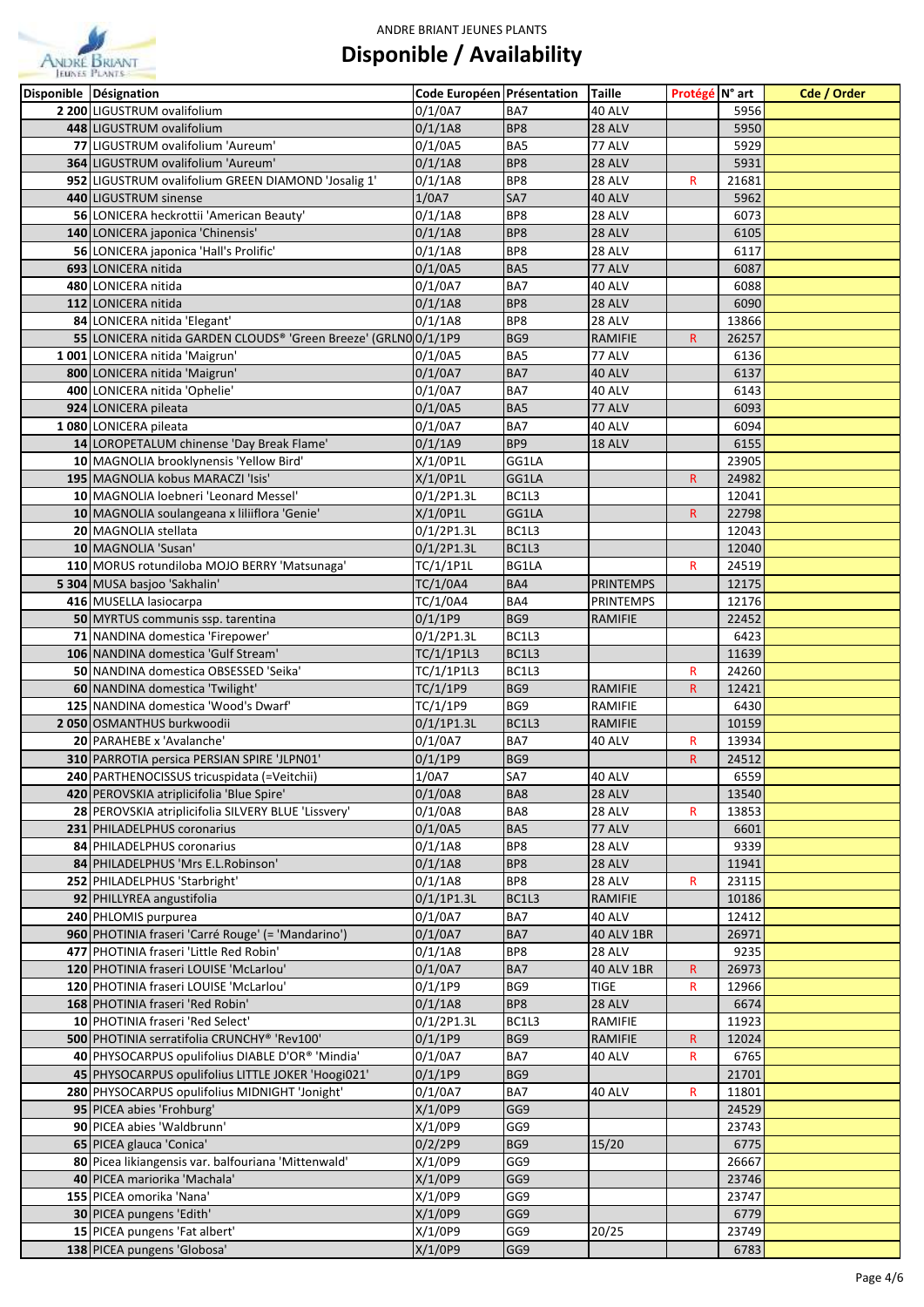ANDRE BRIANT JEUNES PLANTS

# Disponible / Availability

| Disponible | Désignation | Code Européen | Présentation | Taille | Protégé | N° art | Cde / Order |
|---|---|---|---|---|---|---|---|
| 2 200 | LIGUSTRUM ovalifolium | 0/1/0A7 | BA7 | 40 ALV | | 5956 | |
| 448 | LIGUSTRUM ovalifolium | 0/1/1A8 | BP8 | 28 ALV | | 5950 | |
| 77 | LIGUSTRUM ovalifolium 'Aureum' | 0/1/0A5 | BA5 | 77 ALV | | 5929 | |
| 364 | LIGUSTRUM ovalifolium 'Aureum' | 0/1/1A8 | BP8 | 28 ALV | | 5931 | |
| 952 | LIGUSTRUM ovalifolium GREEN DIAMOND 'Josalig 1' | 0/1/1A8 | BP8 | 28 ALV | R | 21681 | |
| 440 | LIGUSTRUM sinense | 1/0A7 | SA7 | 40 ALV | | 5962 | |
| 56 | LONICERA heckrottii 'American Beauty' | 0/1/1A8 | BP8 | 28 ALV | | 6073 | |
| 140 | LONICERA japonica 'Chinensis' | 0/1/1A8 | BP8 | 28 ALV | | 6105 | |
| 56 | LONICERA japonica 'Hall's Prolific' | 0/1/1A8 | BP8 | 28 ALV | | 6117 | |
| 693 | LONICERA nitida | 0/1/0A5 | BA5 | 77 ALV | | 6087 | |
| 480 | LONICERA nitida | 0/1/0A7 | BA7 | 40 ALV | | 6088 | |
| 112 | LONICERA nitida | 0/1/1A8 | BP8 | 28 ALV | | 6090 | |
| 84 | LONICERA nitida 'Elegant' | 0/1/1A8 | BP8 | 28 ALV | | 13866 | |
| 55 | LONICERA nitida GARDEN CLOUDS® 'Green Breeze' (GRLN0 | 0/1/1P9 | BG9 | RAMIFIE | R | 26257 | |
| 1 001 | LONICERA nitida 'Maigrun' | 0/1/0A5 | BA5 | 77 ALV | | 6136 | |
| 800 | LONICERA nitida 'Maigrun' | 0/1/0A7 | BA7 | 40 ALV | | 6137 | |
| 400 | LONICERA nitida 'Ophelie' | 0/1/0A7 | BA7 | 40 ALV | | 6143 | |
| 924 | LONICERA pileata | 0/1/0A5 | BA5 | 77 ALV | | 6093 | |
| 1 080 | LONICERA pileata | 0/1/0A7 | BA7 | 40 ALV | | 6094 | |
| 14 | LOROPETALUM chinense 'Day Break Flame' | 0/1/1A9 | BP9 | 18 ALV | | 6155 | |
| 10 | MAGNOLIA brooklynensis 'Yellow Bird' | X/1/0P1L | GG1LA | | | 23905 | |
| 195 | MAGNOLIA kobus MARACZI 'Isis' | X/1/0P1L | GG1LA | | R | 24982 | |
| 10 | MAGNOLIA loebneri 'Leonard Messel' | 0/1/2P1.3L | BC1L3 | | | 12041 | |
| 10 | MAGNOLIA soulangeana x liliiflora 'Genie' | X/1/0P1L | GG1LA | | R | 22798 | |
| 20 | MAGNOLIA stellata | 0/1/2P1.3L | BC1L3 | | | 12043 | |
| 10 | MAGNOLIA 'Susan' | 0/1/2P1.3L | BC1L3 | | | 12040 | |
| 110 | MORUS rotundiloba MOJO BERRY 'Matsunaga' | TC/1/1P1L | BG1LA | | R | 24519 | |
| 5 304 | MUSA basjoo 'Sakhalin' | TC/1/0A4 | BA4 | PRINTEMPS | | 12175 | |
| 416 | MUSELLA lasiocarpa | TC/1/0A4 | BA4 | PRINTEMPS | | 12176 | |
| 50 | MYRTUS communis ssp. tarentina | 0/1/1P9 | BG9 | RAMIFIE | | 22452 | |
| 71 | NANDINA domestica 'Firepower' | 0/1/2P1.3L | BC1L3 | | | 6423 | |
| 106 | NANDINA domestica 'Gulf Stream' | TC/1/1P1L3 | BC1L3 | | | 11639 | |
| 50 | NANDINA domestica OBSESSED 'Seika' | TC/1/1P1L3 | BC1L3 | | R | 24260 | |
| 60 | NANDINA domestica 'Twilight' | TC/1/1P9 | BG9 | RAMIFIE | R | 12421 | |
| 125 | NANDINA domestica 'Wood's Dwarf' | TC/1/1P9 | BG9 | RAMIFIE | | 6430 | |
| 2 050 | OSMANTHUS burkwoodii | 0/1/1P1.3L | BC1L3 | RAMIFIE | | 10159 | |
| 20 | PARAHEBE x 'Avalanche' | 0/1/0A7 | BA7 | 40 ALV | R | 13934 | |
| 310 | PARROTIA persica PERSIAN SPIRE 'JLPN01' | 0/1/1P9 | BG9 | | R | 24512 | |
| 240 | PARTHENOCISSUS tricuspidata (=Veitchii) | 1/0A7 | SA7 | 40 ALV | | 6559 | |
| 420 | PEROVSKIA atriplicifolia 'Blue Spire' | 0/1/0A8 | BA8 | 28 ALV | | 13540 | |
| 28 | PEROVSKIA atriplicifolia SILVERY BLUE 'Lissvery' | 0/1/0A8 | BA8 | 28 ALV | R | 13853 | |
| 231 | PHILADELPHUS coronarius | 0/1/0A5 | BA5 | 77 ALV | | 6601 | |
| 84 | PHILADELPHUS coronarius | 0/1/1A8 | BP8 | 28 ALV | | 9339 | |
| 84 | PHILADELPHUS 'Mrs E.L.Robinson' | 0/1/1A8 | BP8 | 28 ALV | | 11941 | |
| 252 | PHILADELPHUS 'Starbright' | 0/1/1A8 | BP8 | 28 ALV | R | 23115 | |
| 92 | PHILLYREA angustifolia | 0/1/1P1.3L | BC1L3 | RAMIFIE | | 10186 | |
| 240 | PHLOMIS purpurea | 0/1/0A7 | BA7 | 40 ALV | | 12412 | |
| 960 | PHOTINIA fraseri 'Carré Rouge' (= 'Mandarino') | 0/1/0A7 | BA7 | 40 ALV 1BR | | 26971 | |
| 477 | PHOTINIA fraseri 'Little Red Robin' | 0/1/1A8 | BP8 | 28 ALV | | 9235 | |
| 120 | PHOTINIA fraseri LOUISE 'McLarlou' | 0/1/0A7 | BA7 | 40 ALV 1BR | R | 26973 | |
| 120 | PHOTINIA fraseri LOUISE 'McLarlou' | 0/1/1P9 | BG9 | TIGE | R | 12966 | |
| 168 | PHOTINIA fraseri 'Red Robin' | 0/1/1A8 | BP8 | 28 ALV | | 6674 | |
| 10 | PHOTINIA fraseri 'Red Select' | 0/1/2P1.3L | BC1L3 | RAMIFIE | | 11923 | |
| 500 | PHOTINIA serratifolia CRUNCHY® 'Rev100' | 0/1/1P9 | BG9 | RAMIFIE | R | 12024 | |
| 40 | PHYSOCARPUS opulifolius DIABLE D'OR® 'Mindia' | 0/1/0A7 | BA7 | 40 ALV | R | 6765 | |
| 45 | PHYSOCARPUS opulifolius LITTLE JOKER 'Hoogi021' | 0/1/1P9 | BG9 | | | 21701 | |
| 280 | PHYSOCARPUS opulifolius MIDNIGHT 'Jonight' | 0/1/0A7 | BA7 | 40 ALV | R | 11801 | |
| 95 | PICEA abies 'Frohburg' | X/1/0P9 | GG9 | | | 24529 | |
| 90 | PICEA abies 'Waldbrunn' | X/1/0P9 | GG9 | | | 23743 | |
| 65 | PICEA glauca 'Conica' | 0/2/2P9 | BG9 | 15/20 | | 6775 | |
| 80 | Picea likiangensis var. balfouriana 'Mittenwald' | X/1/0P9 | GG9 | | | 26667 | |
| 40 | PICEA mariorika 'Machala' | X/1/0P9 | GG9 | | | 23746 | |
| 155 | PICEA omorika 'Nana' | X/1/0P9 | GG9 | | | 23747 | |
| 30 | PICEA pungens 'Edith' | X/1/0P9 | GG9 | | | 6779 | |
| 15 | PICEA pungens 'Fat albert' | X/1/0P9 | GG9 | 20/25 | | 23749 | |
| 138 | PICEA pungens 'Globosa' | X/1/0P9 | GG9 | | | 6783 | |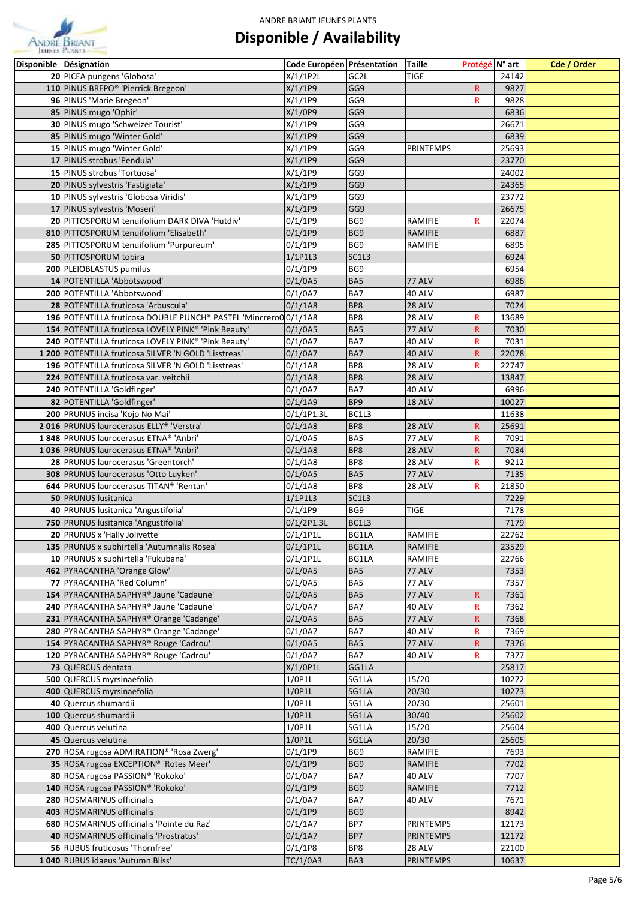ANDRE BRIANT JEUNES PLANTS

# Disponible / Availability

| Disponible | Désignation | Code Européen | Présentation | Taille | Protégé | N° art | Cde / Order |
|---|---|---|---|---|---|---|---|
| 20 | PICEA pungens 'Globosa' | X/1/1P2L | GC2L | TIGE | | 24142 | |
| 110 | PINUS BREPO® 'Pierrick Bregeon' | X/1/1P9 | GG9 | | R | 9827 | |
| 96 | PINUS 'Marie Bregeon' | X/1/1P9 | GG9 | | R | 9828 | |
| 85 | PINUS mugo 'Ophir' | X/1/0P9 | GG9 | | | 6836 | |
| 30 | PINUS mugo 'Schweizer Tourist' | X/1/1P9 | GG9 | | | 26671 | |
| 85 | PINUS mugo 'Winter Gold' | X/1/1P9 | GG9 | | | 6839 | |
| 15 | PINUS mugo 'Winter Gold' | X/1/1P9 | GG9 | PRINTEMPS | | 25693 | |
| 17 | PINUS strobus 'Pendula' | X/1/1P9 | GG9 | | | 23770 | |
| 15 | PINUS strobus 'Tortuosa' | X/1/1P9 | GG9 | | | 24002 | |
| 20 | PINUS sylvestris 'Fastigiata' | X/1/1P9 | GG9 | | | 24365 | |
| 10 | PINUS sylvestris 'Globosa Viridis' | X/1/1P9 | GG9 | | | 23772 | |
| 17 | PINUS sylvestris 'Moseri' | X/1/1P9 | GG9 | | | 26675 | |
| 20 | PITTOSPORUM tenuifolium DARK DIVA 'Hutdiv' | 0/1/1P9 | BG9 | RAMIFIE | R | 22074 | |
| 810 | PITTOSPORUM tenuifolium 'Elisabeth' | 0/1/1P9 | BG9 | RAMIFIE | | 6887 | |
| 285 | PITTOSPORUM tenuifolium 'Purpureum' | 0/1/1P9 | BG9 | RAMIFIE | | 6895 | |
| 50 | PITTOSPORUM tobira | 1/1P1L3 | SC1L3 | | | 6924 | |
| 200 | PLEIOBLASTUS pumilus | 0/1/1P9 | BG9 | | | 6954 | |
| 14 | POTENTILLA 'Abbotswood' | 0/1/0A5 | BA5 | 77 ALV | | 6986 | |
| 200 | POTENTILLA 'Abbotswood' | 0/1/0A7 | BA7 | 40 ALV | | 6987 | |
| 28 | POTENTILLA fruticosa 'Arbuscula' | 0/1/1A8 | BP8 | 28 ALV | | 7024 | |
| 196 | POTENTILLA fruticosa DOUBLE PUNCH® PASTEL 'Mincrero0 | 0/1/1A8 | BP8 | 28 ALV | R | 13689 | |
| 154 | POTENTILLA fruticosa LOVELY PINK® 'Pink Beauty' | 0/1/0A5 | BA5 | 77 ALV | R | 7030 | |
| 240 | POTENTILLA fruticosa LOVELY PINK® 'Pink Beauty' | 0/1/0A7 | BA7 | 40 ALV | R | 7031 | |
| 1 200 | POTENTILLA fruticosa SILVER 'N GOLD 'Lisstreas' | 0/1/0A7 | BA7 | 40 ALV | R | 22078 | |
| 196 | POTENTILLA fruticosa SILVER 'N GOLD 'Lisstreas' | 0/1/1A8 | BP8 | 28 ALV | R | 22747 | |
| 224 | POTENTILLA fruticosa var. veitchii | 0/1/1A8 | BP8 | 28 ALV | | 13847 | |
| 240 | POTENTILLA 'Goldfinger' | 0/1/0A7 | BA7 | 40 ALV | | 6996 | |
| 82 | POTENTILLA 'Goldfinger' | 0/1/1A9 | BP9 | 18 ALV | | 10027 | |
| 200 | PRUNUS incisa 'Kojo No Mai' | 0/1/1P1.3L | BC1L3 | | | 11638 | |
| 2 016 | PRUNUS laurocerasus ELLY® 'Verstra' | 0/1/1A8 | BP8 | 28 ALV | R | 25691 | |
| 1 848 | PRUNUS laurocerasus ETNA® 'Anbri' | 0/1/0A5 | BA5 | 77 ALV | R | 7091 | |
| 1 036 | PRUNUS laurocerasus ETNA® 'Anbri' | 0/1/1A8 | BP8 | 28 ALV | R | 7084 | |
| 28 | PRUNUS laurocerasus 'Greentorch' | 0/1/1A8 | BP8 | 28 ALV | R | 9212 | |
| 308 | PRUNUS laurocerasus 'Otto Luyken' | 0/1/0A5 | BA5 | 77 ALV | | 7135 | |
| 644 | PRUNUS laurocerasus TITAN® 'Rentan' | 0/1/1A8 | BP8 | 28 ALV | R | 21850 | |
| 50 | PRUNUS lusitanica | 1/1P1L3 | SC1L3 | | | 7229 | |
| 40 | PRUNUS lusitanica 'Angustifolia' | 0/1/1P9 | BG9 | TIGE | | 7178 | |
| 750 | PRUNUS lusitanica 'Angustifolia' | 0/1/2P1.3L | BC1L3 | | | 7179 | |
| 20 | PRUNUS x 'Hally Jolivette' | 0/1/1P1L | BG1LA | RAMIFIE | | 22762 | |
| 135 | PRUNUS x subhirtella 'Autumnalis Rosea' | 0/1/1P1L | BG1LA | RAMIFIE | | 23529 | |
| 10 | PRUNUS x subhirtella 'Fukubana' | 0/1/1P1L | BG1LA | RAMIFIE | | 22766 | |
| 462 | PYRACANTHA 'Orange Glow' | 0/1/0A5 | BA5 | 77 ALV | | 7353 | |
| 77 | PYRACANTHA 'Red Column' | 0/1/0A5 | BA5 | 77 ALV | | 7357 | |
| 154 | PYRACANTHA SAPHYR® Jaune 'Cadaune' | 0/1/0A5 | BA5 | 77 ALV | R | 7361 | |
| 240 | PYRACANTHA SAPHYR® Jaune 'Cadaune' | 0/1/0A7 | BA7 | 40 ALV | R | 7362 | |
| 231 | PYRACANTHA SAPHYR® Orange 'Cadange' | 0/1/0A5 | BA5 | 77 ALV | R | 7368 | |
| 280 | PYRACANTHA SAPHYR® Orange 'Cadange' | 0/1/0A7 | BA7 | 40 ALV | R | 7369 | |
| 154 | PYRACANTHA SAPHYR® Rouge 'Cadrou' | 0/1/0A5 | BA5 | 77 ALV | R | 7376 | |
| 120 | PYRACANTHA SAPHYR® Rouge 'Cadrou' | 0/1/0A7 | BA7 | 40 ALV | R | 7377 | |
| 73 | QUERCUS dentata | X/1/0P1L | GG1LA | | | 25817 | |
| 500 | QUERCUS myrsinaefolia | 1/0P1L | SG1LA | 15/20 | | 10272 | |
| 400 | QUERCUS myrsinaefolia | 1/0P1L | SG1LA | 20/30 | | 10273 | |
| 40 | Quercus shumardii | 1/0P1L | SG1LA | 20/30 | | 25601 | |
| 100 | Quercus shumardii | 1/0P1L | SG1LA | 30/40 | | 25602 | |
| 400 | Quercus velutina | 1/0P1L | SG1LA | 15/20 | | 25604 | |
| 45 | Quercus velutina | 1/0P1L | SG1LA | 20/30 | | 25605 | |
| 270 | ROSA rugosa ADMIRATION® 'Rosa Zwerg' | 0/1/1P9 | BG9 | RAMIFIE | | 7693 | |
| 35 | ROSA rugosa EXCEPTION® 'Rotes Meer' | 0/1/1P9 | BG9 | RAMIFIE | | 7702 | |
| 80 | ROSA rugosa PASSION® 'Rokoko' | 0/1/0A7 | BA7 | 40 ALV | | 7707 | |
| 140 | ROSA rugosa PASSION® 'Rokoko' | 0/1/1P9 | BG9 | RAMIFIE | | 7712 | |
| 280 | ROSMARINUS officinalis | 0/1/0A7 | BA7 | 40 ALV | | 7671 | |
| 403 | ROSMARINUS officinalis | 0/1/1P9 | BG9 | | | 8942 | |
| 680 | ROSMARINUS officinalis 'Pointe du Raz' | 0/1/1A7 | BP7 | PRINTEMPS | | 12173 | |
| 40 | ROSMARINUS officinalis 'Prostratus' | 0/1/1A7 | BP7 | PRINTEMPS | | 12172 | |
| 56 | RUBUS fruticosus 'Thornfree' | 0/1/1P8 | BP8 | 28 ALV | | 22100 | |
| 1 040 | RUBUS idaeus 'Autumn Bliss' | TC/1/0A3 | BA3 | PRINTEMPS | | 10637 | |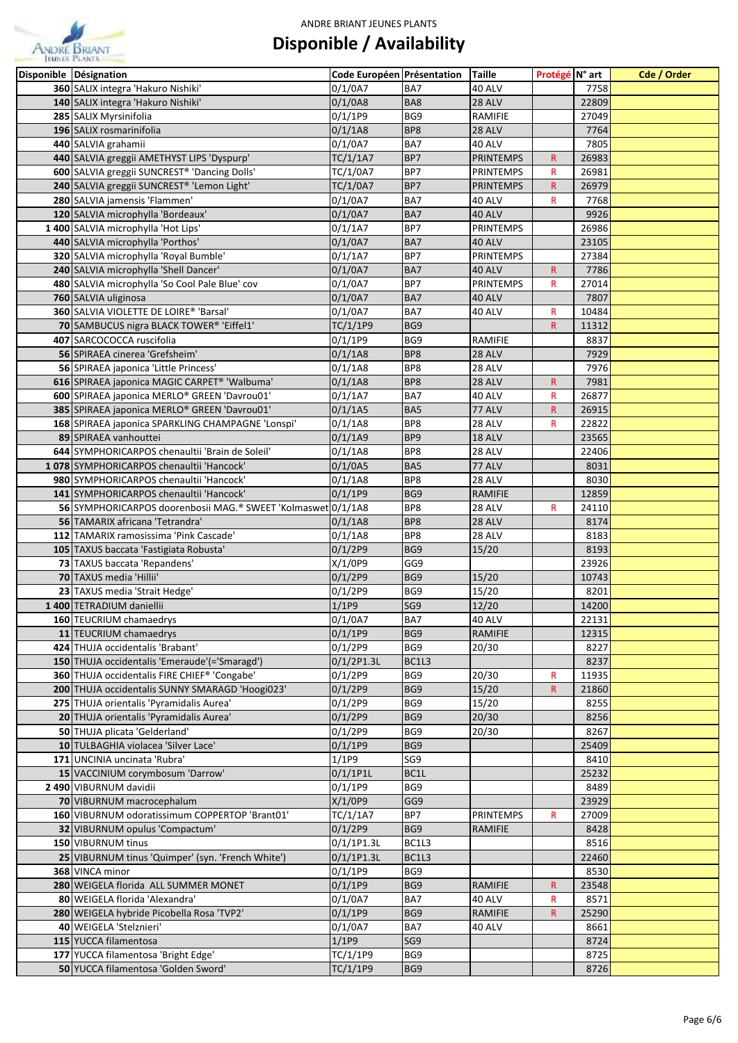ANDRE BRIANT JEUNES PLANTS

# Disponible / Availability

| Disponible | Désignation | Code Européen | Présentation | Taille | Protégé | N° art | Cde / Order |
|---|---|---|---|---|---|---|---|
| 360 | SALIX integra 'Hakuro Nishiki' | 0/1/0A7 | BA7 | 40 ALV | | 7758 | |
| 140 | SALIX integra 'Hakuro Nishiki' | 0/1/0A8 | BA8 | 28 ALV | | 22809 | |
| 285 | SALIX Myrsinifolia | 0/1/1P9 | BG9 | RAMIFIE | | 27049 | |
| 196 | SALIX rosmarinifolia | 0/1/1A8 | BP8 | 28 ALV | | 7764 | |
| 440 | SALVIA grahamii | 0/1/0A7 | BA7 | 40 ALV | | 7805 | |
| 440 | SALVIA greggii AMETHYST LIPS 'Dyspurp' | TC/1/1A7 | BP7 | PRINTEMPS | R | 26983 | |
| 600 | SALVIA greggii SUNCREST® 'Dancing Dolls' | TC/1/0A7 | BP7 | PRINTEMPS | R | 26981 | |
| 240 | SALVIA greggii SUNCREST® 'Lemon Light' | TC/1/0A7 | BP7 | PRINTEMPS | R | 26979 | |
| 280 | SALVIA jamensis 'Flammen' | 0/1/0A7 | BA7 | 40 ALV | R | 7768 | |
| 120 | SALVIA microphylla 'Bordeaux' | 0/1/0A7 | BA7 | 40 ALV | | 9926 | |
| 1 400 | SALVIA microphylla 'Hot Lips' | 0/1/1A7 | BP7 | PRINTEMPS | | 26986 | |
| 440 | SALVIA microphylla 'Porthos' | 0/1/0A7 | BA7 | 40 ALV | | 23105 | |
| 320 | SALVIA microphylla 'Royal Bumble' | 0/1/1A7 | BP7 | PRINTEMPS | | 27384 | |
| 240 | SALVIA microphylla 'Shell Dancer' | 0/1/0A7 | BA7 | 40 ALV | R | 7786 | |
| 480 | SALVIA microphylla 'So Cool Pale Blue' cov | 0/1/0A7 | BP7 | PRINTEMPS | R | 27014 | |
| 760 | SALVIA uliginosa | 0/1/0A7 | BA7 | 40 ALV | | 7807 | |
| 360 | SALVIA VIOLETTE DE LOIRE® 'Barsal' | 0/1/0A7 | BA7 | 40 ALV | R | 10484 | |
| 70 | SAMBUCUS nigra BLACK TOWER® 'Eiffel1' | TC/1/1P9 | BG9 | | R | 11312 | |
| 407 | SARCOCOCCA ruscifolia | 0/1/1P9 | BG9 | RAMIFIE | | 8837 | |
| 56 | SPIRAEA cinerea 'Grefsheim' | 0/1/1A8 | BP8 | 28 ALV | | 7929 | |
| 56 | SPIRAEA japonica 'Little Princess' | 0/1/1A8 | BP8 | 28 ALV | | 7976 | |
| 616 | SPIRAEA japonica MAGIC CARPET® 'Walbuma' | 0/1/1A8 | BP8 | 28 ALV | R | 7981 | |
| 600 | SPIRAEA japonica MERLO® GREEN 'Davrou01' | 0/1/1A7 | BA7 | 40 ALV | R | 26877 | |
| 385 | SPIRAEA japonica MERLO® GREEN 'Davrou01' | 0/1/1A5 | BA5 | 77 ALV | R | 26915 | |
| 168 | SPIRAEA japonica SPARKLING CHAMPAGNE 'Lonspi' | 0/1/1A8 | BP8 | 28 ALV | R | 22822 | |
| 89 | SPIRAEA vanhouttei | 0/1/1A9 | BP9 | 18 ALV | | 23565 | |
| 644 | SYMPHORICARPOS chenaultii 'Brain de Soleil' | 0/1/1A8 | BP8 | 28 ALV | | 22406 | |
| 1 078 | SYMPHORICARPOS chenaultii 'Hancock' | 0/1/0A5 | BA5 | 77 ALV | | 8031 | |
| 980 | SYMPHORICARPOS chenaultii 'Hancock' | 0/1/1A8 | BP8 | 28 ALV | | 8030 | |
| 141 | SYMPHORICARPOS chenaultii 'Hancock' | 0/1/1P9 | BG9 | RAMIFIE | | 12859 | |
| 56 | SYMPHORICARPOS doorenbosii MAG.® SWEET 'Kolmaswet | 0/1/1A8 | BP8 | 28 ALV | R | 24110 | |
| 56 | TAMARIX africana 'Tetrandra' | 0/1/1A8 | BP8 | 28 ALV | | 8174 | |
| 112 | TAMARIX ramosissima 'Pink Cascade' | 0/1/1A8 | BP8 | 28 ALV | | 8183 | |
| 105 | TAXUS baccata 'Fastigiata Robusta' | 0/1/2P9 | BG9 | 15/20 | | 8193 | |
| 73 | TAXUS baccata 'Repandens' | X/1/0P9 | GG9 | | | 23926 | |
| 70 | TAXUS media 'Hillii' | 0/1/2P9 | BG9 | 15/20 | | 10743 | |
| 23 | TAXUS media 'Strait Hedge' | 0/1/2P9 | BG9 | 15/20 | | 8201 | |
| 1 400 | TETRADIUM daniellii | 1/1P9 | SG9 | 12/20 | | 14200 | |
| 160 | TEUCRIUM chamaedrys | 0/1/0A7 | BA7 | 40 ALV | | 22131 | |
| 11 | TEUCRIUM chamaedrys | 0/1/1P9 | BG9 | RAMIFIE | | 12315 | |
| 424 | THUJA occidentalis 'Brabant' | 0/1/2P9 | BG9 | 20/30 | | 8227 | |
| 150 | THUJA occidentalis 'Emeraude'(='Smaragd') | 0/1/2P1.3L | BC1L3 | | | 8237 | |
| 360 | THUJA occidentalis FIRE CHIEF® 'Congabe' | 0/1/2P9 | BG9 | 20/30 | R | 11935 | |
| 200 | THUJA occidentalis SUNNY SMARAGD 'Hoogi023' | 0/1/2P9 | BG9 | 15/20 | R | 21860 | |
| 275 | THUJA orientalis 'Pyramidalis Aurea' | 0/1/2P9 | BG9 | 15/20 | | 8255 | |
| 20 | THUJA orientalis 'Pyramidalis Aurea' | 0/1/2P9 | BG9 | 20/30 | | 8256 | |
| 50 | THUJA plicata 'Gelderland' | 0/1/2P9 | BG9 | 20/30 | | 8267 | |
| 10 | TULBAGHIA violacea 'Silver Lace' | 0/1/1P9 | BG9 | | | 25409 | |
| 171 | UNCINIA uncinata 'Rubra' | 1/1P9 | SG9 | | | 8410 | |
| 15 | VACCINIUM corymbosum 'Darrow' | 0/1/1P1L | BC1L | | | 25232 | |
| 2 490 | VIBURNUM davidii | 0/1/1P9 | BG9 | | | 8489 | |
| 70 | VIBURNUM macrocephalum | X/1/0P9 | GG9 | | | 23929 | |
| 160 | VIBURNUM odoratissimum COPPERTOP 'Brant01' | TC/1/1A7 | BP7 | PRINTEMPS | R | 27009 | |
| 32 | VIBURNUM opulus 'Compactum' | 0/1/2P9 | BG9 | RAMIFIE | | 8428 | |
| 150 | VIBURNUM tinus | 0/1/1P1.3L | BC1L3 | | | 8516 | |
| 25 | VIBURNUM tinus 'Quimper' (syn. 'French White') | 0/1/1P1.3L | BC1L3 | | | 22460 | |
| 368 | VINCA minor | 0/1/1P9 | BG9 | | | 8530 | |
| 280 | WEIGELA florida ALL SUMMER MONET | 0/1/1P9 | BG9 | RAMIFIE | R | 23548 | |
| 80 | WEIGELA florida 'Alexandra' | 0/1/0A7 | BA7 | 40 ALV | R | 8571 | |
| 280 | WEIGELA hybride Picobella Rosa 'TVP2' | 0/1/1P9 | BG9 | RAMIFIE | R | 25290 | |
| 40 | WEIGELA 'Stelznieri' | 0/1/0A7 | BA7 | 40 ALV | | 8661 | |
| 115 | YUCCA filamentosa | 1/1P9 | SG9 | | | 8724 | |
| 177 | YUCCA filamentosa 'Bright Edge' | TC/1/1P9 | BG9 | | | 8725 | |
| 50 | YUCCA filamentosa 'Golden Sword' | TC/1/1P9 | BG9 | | | 8726 | |